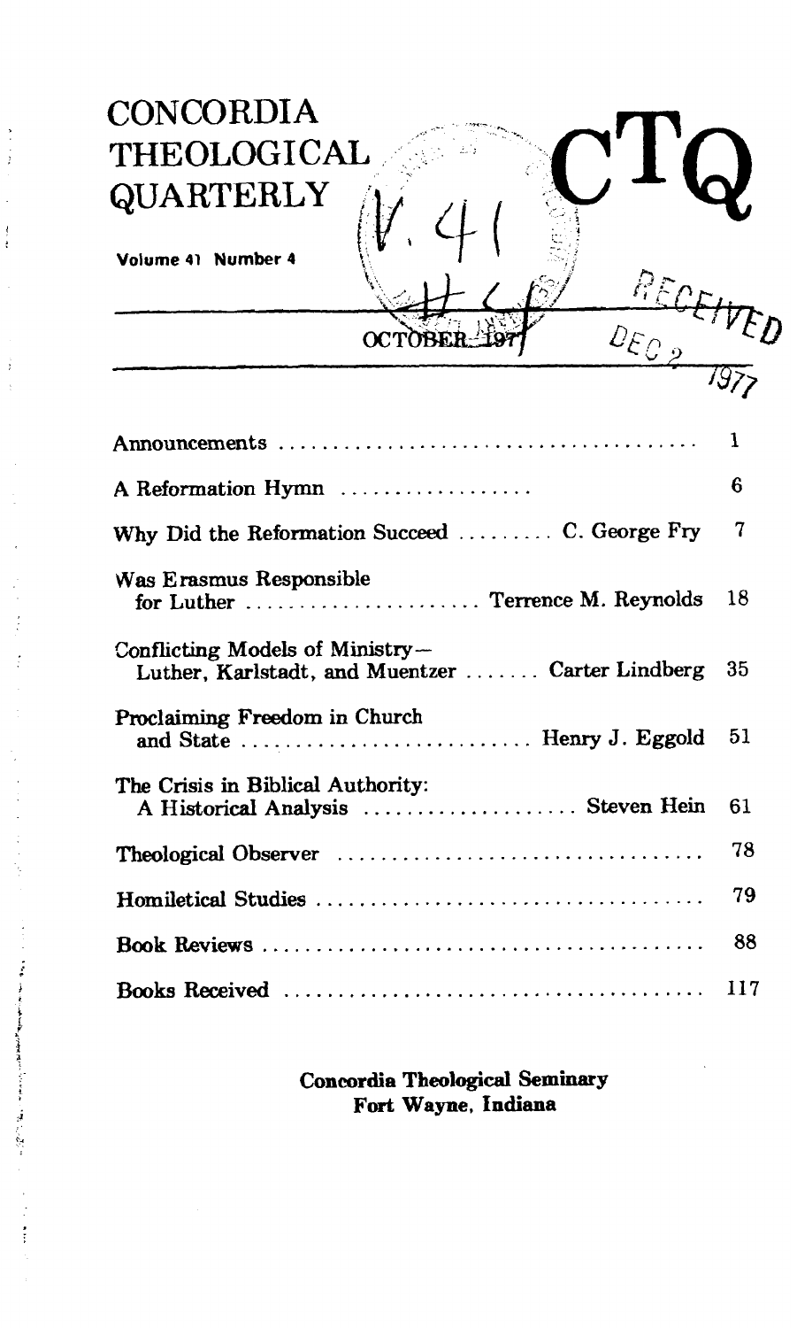# CONCORDIA THEOLOGICAL QUARTERLY

# CTQ

**Volume 41 Number 4**

OCTOBER 1977

| | |
|---|---|
| Announcements | 1 |
| A Reformation Hymn | 6 |
| Why Did the Reformation Succeed ......... C. George Fry | 7 |
| Was Erasmus Responsible for Luther ......... Terrence M. Reynolds | 18 |
| Conflicting Models of Ministry—Luther, Karlstadt, and Muentzer ......... Carter Lindberg | 35 |
| Proclaiming Freedom in Church and State ......... Henry J. Eggold | 51 |
| The Crisis in Biblical Authority: A Historical Analysis ......... Steven Hein | 61 |
| Theological Observer | 78 |
| Homiletical Studies | 79 |
| Book Reviews | 88 |
| Books Received | 117 |

**Concordia Theological Seminary**
**Fort Wayne, Indiana**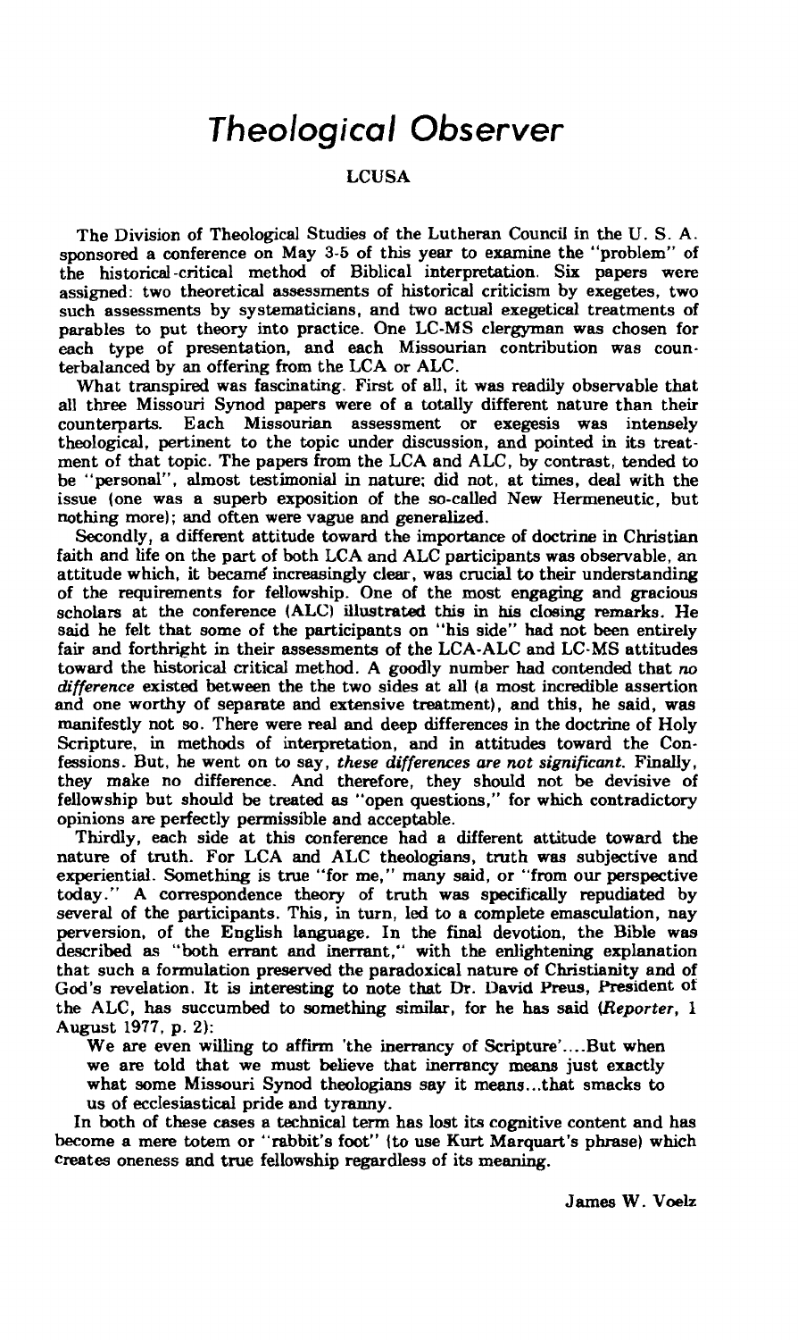# Theological Observer

## LCUSA

The Division of Theological Studies of the Lutheran Council in the U. S. A. sponsored a conference on May 3-5 of this year to examine the "problem" of the historical-critical method of Biblical interpretation. Six papers were assigned: two theoretical assessments of historical criticism by exegetes, two such assessments by systematicians, and two actual exegetical treatments of parables to put theory into practice. One LC-MS clergyman was chosen for each type of presentation, and each Missourian contribution was counterbalanced by an offering from the LCA or ALC.

What transpired was fascinating. First of all, it was readily observable that all three Missouri Synod papers were of a totally different nature than their counterparts. Each Missourian assessment or exegesis was intensely theological, pertinent to the topic under discussion, and pointed in its treatment of that topic. The papers from the LCA and ALC, by contrast, tended to be "personal", almost testimonial in nature; did not, at times, deal with the issue (one was a superb exposition of the so-called New Hermeneutic, but nothing more); and often were vague and generalized.

Secondly, a different attitude toward the importance of doctrine in Christian faith and life on the part of both LCA and ALC participants was observable, an attitude which, it became increasingly clear, was crucial to their understanding of the requirements for fellowship. One of the most engaging and gracious scholars at the conference (ALC) illustrated this in his closing remarks. He said he felt that some of the participants on "his side" had not been entirely fair and forthright in their assessments of the LCA-ALC and LC-MS attitudes toward the historical critical method. A goodly number had contended that *no difference* existed between the the two sides at all (a most incredible assertion and one worthy of separate and extensive treatment), and this, he said, was manifestly not so. There were real and deep differences in the doctrine of Holy Scripture, in methods of interpretation, and in attitudes toward the Confessions. But, he went on to say, *these differences are not significant.* Finally, they make no difference. And therefore, they should not be devisive of fellowship but should be treated as "open questions," for which contradictory opinions are perfectly permissible and acceptable.

Thirdly, each side at this conference had a different attitude toward the nature of truth. For LCA and ALC theologians, truth was subjective and experiential. Something is true "for me," many said, or "from our perspective today." A correspondence theory of truth was specifically repudiated by several of the participants. This, in turn, led to a complete emasculation, nay perversion, of the English language. In the final devotion, the Bible was described as "both errant and inerrant," with the enlightening explanation that such a formulation preserved the paradoxical nature of Christianity and of God's revelation. It is interesting to note that Dr. David Preus, President of the ALC, has succumbed to something similar, for he has said (*Reporter*, 1 August 1977, p. 2):

> We are even willing to affirm 'the inerrancy of Scripture'....But when we are told that we must believe that inerrancy means just exactly what some Missouri Synod theologians say it means...that smacks to us of ecclesiastical pride and tyranny.

In both of these cases a technical term has lost its cognitive content and has become a mere totem or "rabbit's foot" (to use Kurt Marquart's phrase) which creates oneness and true fellowship regardless of its meaning.

James W. Voelz